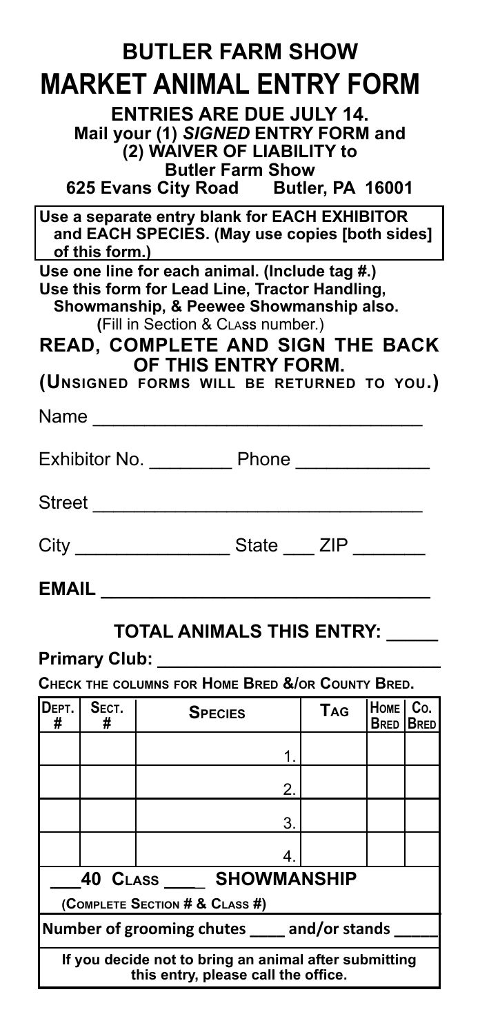# BUTLER FARM SHOW

# MARKET ANIMAL ENTRY FORM

**ENTRIES ARE DUE JULY 14.**
**Mail your (1) *SIGNED* ENTRY FORM and (2) WAIVER OF LIABILITY to**
**Butler Farm Show**
**625 Evans City Road Butler, PA 16001**

**Use a separate entry blank for EACH EXHIBITOR and EACH SPECIES. (May use copies [both sides] of this form.)**

**Use one line for each animal. (Include tag #.)**
**Use this form for Lead Line, Tractor Handling, Showmanship, & Peewee Showmanship also.**
(Fill in Section & Class number.)

**READ, COMPLETE AND SIGN THE BACK OF THIS ENTRY FORM.**
**(Unsigned forms will be returned to you.)**

Name ________________________________

Exhibitor No. ________ Phone _____________

Street ________________________________

City _______________ State ___ ZIP _______

**EMAIL ________________________________**

**TOTAL ANIMALS THIS ENTRY: _____**

**Primary Club: ____________________________**

**Check the columns for Home Bred &/or County Bred.**

| Dept. # | Sect. # | Species | Tag | Home Bred | Co. Bred |
|---|---|---|---|---|---|
| | | 1. | | | |
| | | 2. | | | |
| | | 3. | | | |
| | | 4. | | | |

**___40 Class ____ SHOWMANSHIP**

**(Complete Section # & Class #)**

**Number of grooming chutes ____ and/or stands _____**

**If you decide not to bring an animal after submitting this entry, please call the office.**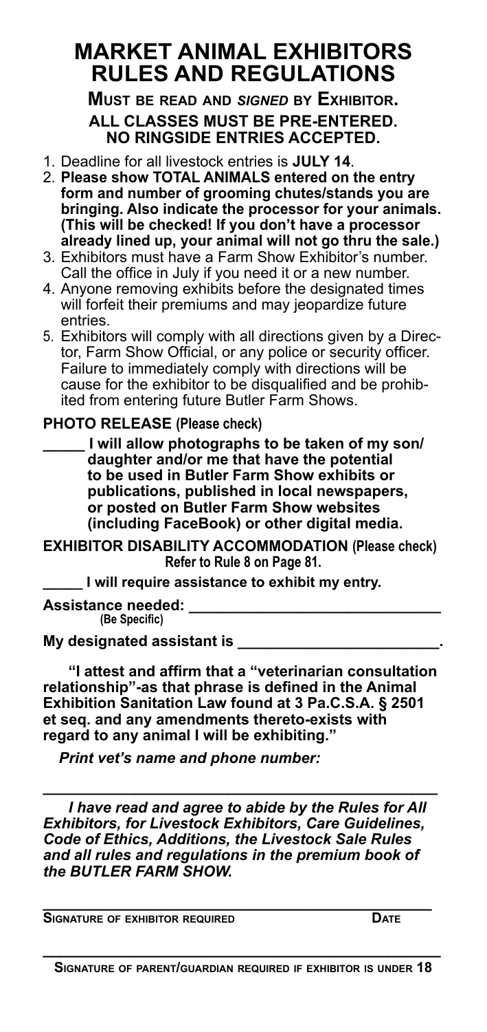# MARKET ANIMAL EXHIBITORS RULES AND REGULATIONS

**MUST BE READ AND *SIGNED* BY EXHIBITOR.**

**ALL CLASSES MUST BE PRE-ENTERED. NO RINGSIDE ENTRIES ACCEPTED.**

1. Deadline for all livestock entries is **JULY 14**.
2. **Please show TOTAL ANIMALS entered on the entry form and number of grooming chutes/stands you are bringing. Also indicate the processor for your animals. (This will be checked! If you don't have a processor already lined up, your animal will not go thru the sale.)**
3. Exhibitors must have a Farm Show Exhibitor's number. Call the office in July if you need it or a new number.
4. Anyone removing exhibits before the designated times will forfeit their premiums and may jeopardize future entries.
5. Exhibitors will comply with all directions given by a Director, Farm Show Official, or any police or security officer. Failure to immediately comply with directions will be cause for the exhibitor to be disqualified and be prohibited from entering future Butler Farm Shows.

**PHOTO RELEASE (Please check)**

**_____ I will allow photographs to be taken of my son/daughter and/or me that have the potential to be used in Butler Farm Show exhibits or publications, published in local newspapers, or posted on Butler Farm Show websites (including FaceBook) or other digital media.**

**EXHIBITOR DISABILITY ACCOMMODATION (Please check)**
**Refer to Rule 8 on Page 81.**

**_____ I will require assistance to exhibit my entry.**

**Assistance needed: ______________________________**
**(Be Specific)**

**My designated assistant is ________________________.**

**"I attest and affirm that a "veterinarian consultation relationship"-as that phrase is defined in the Animal Exhibition Sanitation Law found at 3 Pa.C.S.A. § 2501 et seq. and any amendments thereto-exists with regard to any animal I will be exhibiting."**

***Print vet's name and phone number:***

_________________________________________________

***I have read and agree to abide by the Rules for All Exhibitors, for Livestock Exhibitors, Care Guidelines, Code of Ethics, Additions, the Livestock Sale Rules and all rules and regulations in the premium book of the BUTLER FARM SHOW.***

_________________________________________________

**SIGNATURE OF EXHIBITOR REQUIRED** **DATE**

_________________________________________________

**SIGNATURE OF PARENT/GUARDIAN REQUIRED IF EXHIBITOR IS UNDER 18**